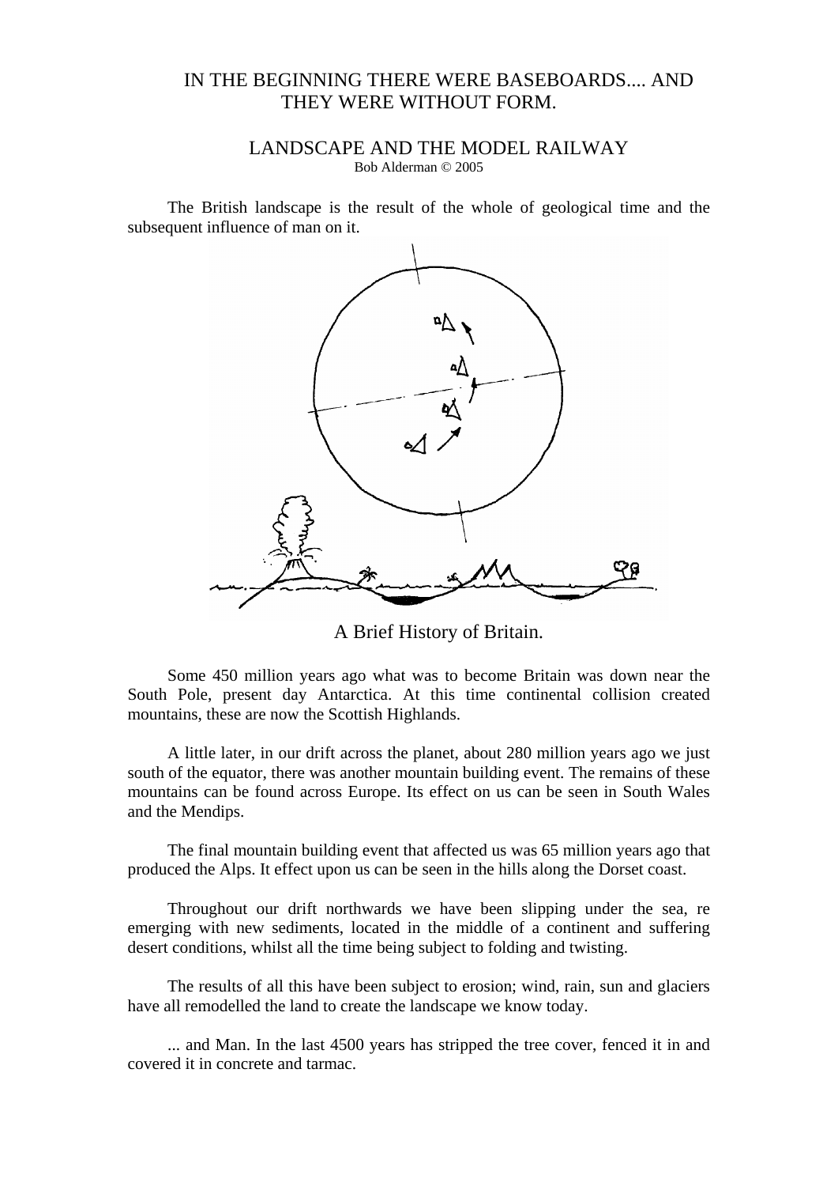# IN THE BEGINNING THERE WERE BASEBOARDS.... AND THEY WERE WITHOUT FORM.

## LANDSCAPE AND THE MODEL RAILWAY

Bob Alderman © 2005

The British landscape is the result of the whole of geological time and the subsequent influence of man on it.

A Brief History of Britain.

Some 450 million years ago what was to become Britain was down near the South Pole, present day Antarctica. At this time continental collision created mountains, these are now the Scottish Highlands.

A little later, in our drift across the planet, about 280 million years ago we just south of the equator, there was another mountain building event. The remains of these mountains can be found across Europe. Its effect on us can be seen in South Wales and the Mendips.

The final mountain building event that affected us was 65 million years ago that produced the Alps. It effect upon us can be seen in the hills along the Dorset coast.

Throughout our drift northwards we have been slipping under the sea, re emerging with new sediments, located in the middle of a continent and suffering desert conditions, whilst all the time being subject to folding and twisting.

The results of all this have been subject to erosion; wind, rain, sun and glaciers have all remodelled the land to create the landscape we know today.

... and Man. In the last 4500 years has stripped the tree cover, fenced it in and covered it in concrete and tarmac.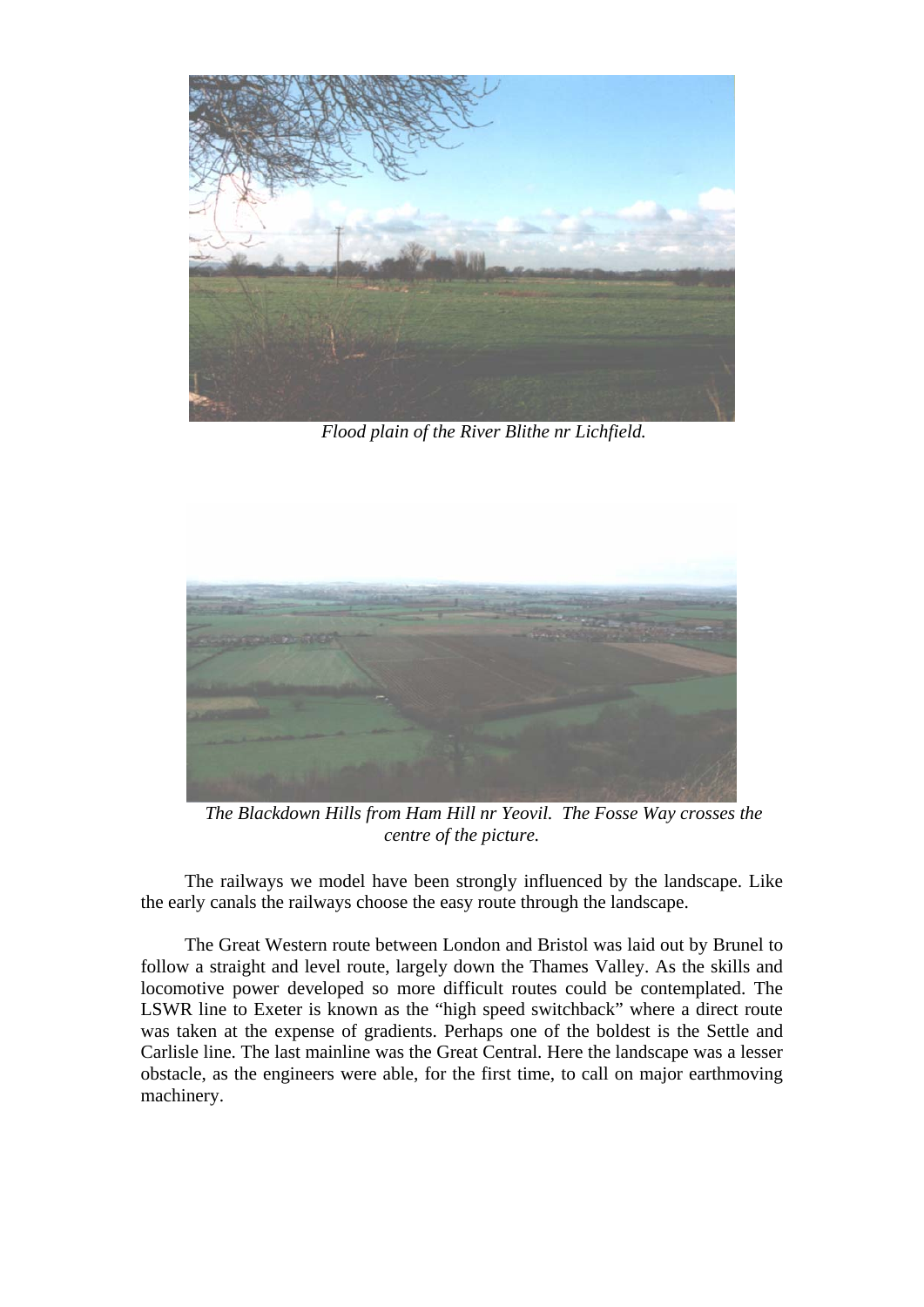*Flood plain of the River Blithe nr Lichfield.*

*The Blackdown Hills from Ham Hill nr Yeovil. The Fosse Way crosses the centre of the picture.*

The railways we model have been strongly influenced by the landscape. Like the early canals the railways choose the easy route through the landscape.

The Great Western route between London and Bristol was laid out by Brunel to follow a straight and level route, largely down the Thames Valley. As the skills and locomotive power developed so more difficult routes could be contemplated. The LSWR line to Exeter is known as the "high speed switchback" where a direct route was taken at the expense of gradients. Perhaps one of the boldest is the Settle and Carlisle line. The last mainline was the Great Central. Here the landscape was a lesser obstacle, as the engineers were able, for the first time, to call on major earthmoving machinery.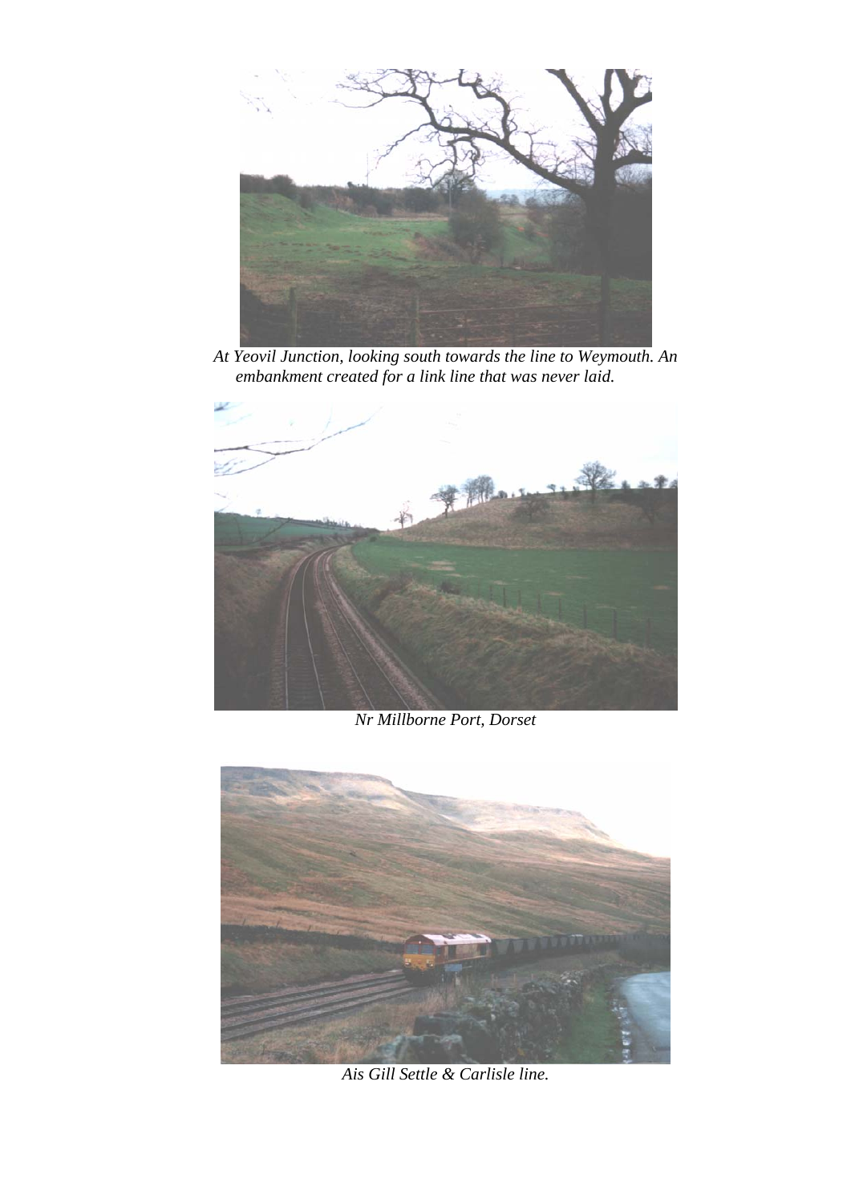*At Yeovil Junction, looking south towards the line to Weymouth. An embankment created for a link line that was never laid.*

*Nr Millborne Port, Dorset*

*Ais Gill Settle & Carlisle line.*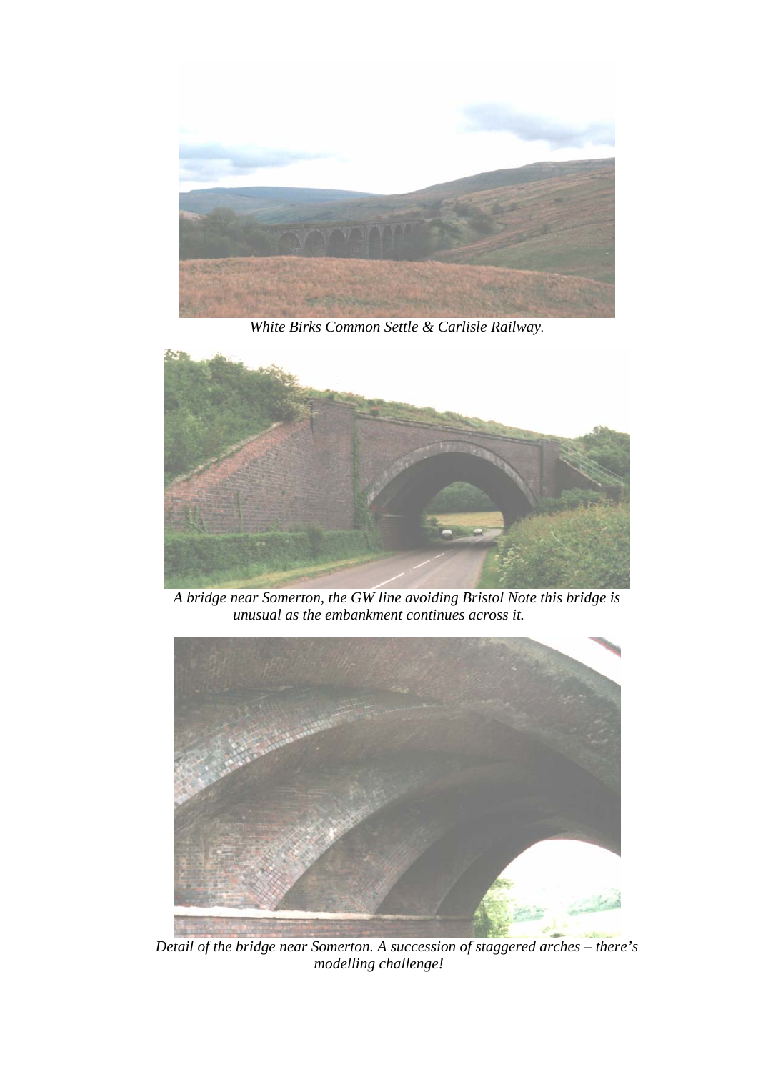*White Birks Common Settle & Carlisle Railway.*

*A bridge near Somerton, the GW line avoiding Bristol Note this bridge is unusual as the embankment continues across it.*

*Detail of the bridge near Somerton. A succession of staggered arches – there's modelling challenge!*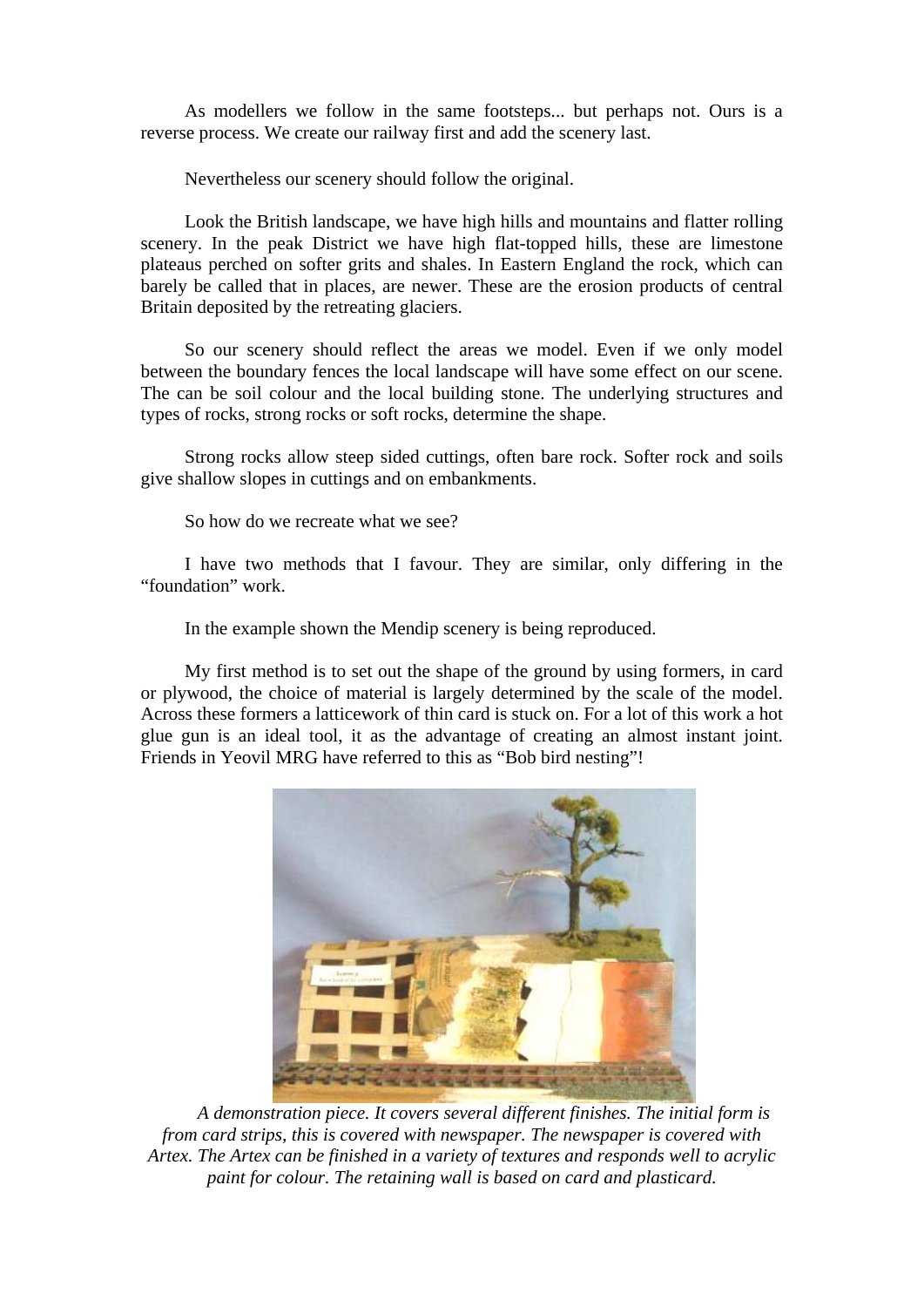As modellers we follow in the same footsteps... but perhaps not. Ours is a reverse process. We create our railway first and add the scenery last.

Nevertheless our scenery should follow the original.

Look the British landscape, we have high hills and mountains and flatter rolling scenery. In the peak District we have high flat-topped hills, these are limestone plateaus perched on softer grits and shales. In Eastern England the rock, which can barely be called that in places, are newer. These are the erosion products of central Britain deposited by the retreating glaciers.

So our scenery should reflect the areas we model. Even if we only model between the boundary fences the local landscape will have some effect on our scene. The can be soil colour and the local building stone. The underlying structures and types of rocks, strong rocks or soft rocks, determine the shape.

Strong rocks allow steep sided cuttings, often bare rock. Softer rock and soils give shallow slopes in cuttings and on embankments.

So how do we recreate what we see?

I have two methods that I favour. They are similar, only differing in the "foundation" work.

In the example shown the Mendip scenery is being reproduced.

My first method is to set out the shape of the ground by using formers, in card or plywood, the choice of material is largely determined by the scale of the model. Across these formers a latticework of thin card is stuck on. For a lot of this work a hot glue gun is an ideal tool, it as the advantage of creating an almost instant joint. Friends in Yeovil MRG have referred to this as "Bob bird nesting"!

*A demonstration piece. It covers several different finishes. The initial form is from card strips, this is covered with newspaper. The newspaper is covered with Artex. The Artex can be finished in a variety of textures and responds well to acrylic paint for colour. The retaining wall is based on card and plasticard.*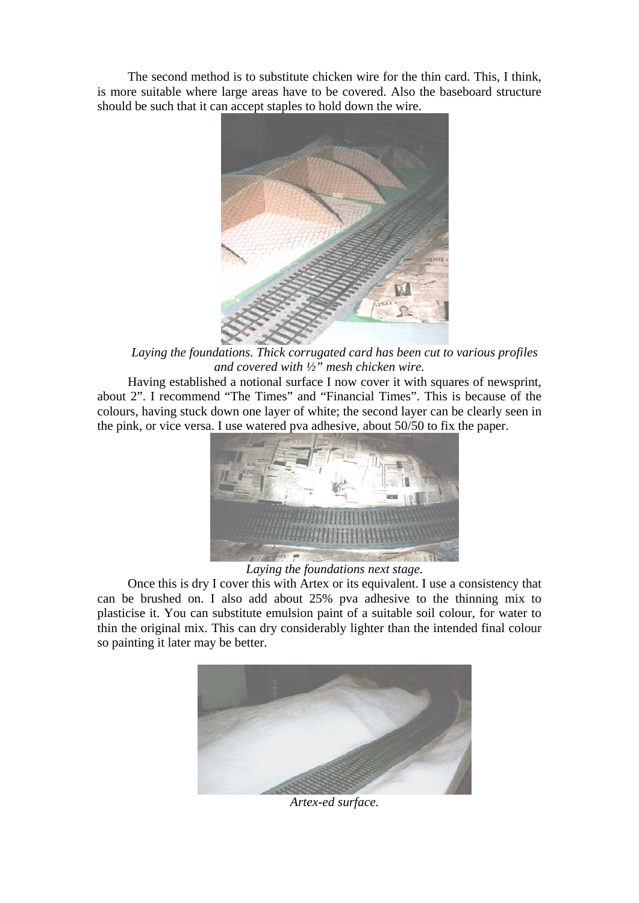The second method is to substitute chicken wire for the thin card. This, I think, is more suitable where large areas have to be covered. Also the baseboard structure should be such that it can accept staples to hold down the wire.

*Laying the foundations. Thick corrugated card has been cut to various profiles and covered with ½" mesh chicken wire.*

Having established a notional surface I now cover it with squares of newsprint, about 2". I recommend "The Times" and "Financial Times". This is because of the colours, having stuck down one layer of white; the second layer can be clearly seen in the pink, or vice versa. I use watered pva adhesive, about 50/50 to fix the paper.

*Laying the foundations next stage.*

Once this is dry I cover this with Artex or its equivalent. I use a consistency that can be brushed on. I also add about 25% pva adhesive to the thinning mix to plasticise it. You can substitute emulsion paint of a suitable soil colour, for water to thin the original mix. This can dry considerably lighter than the intended final colour so painting it later may be better.

*Artex-ed surface.*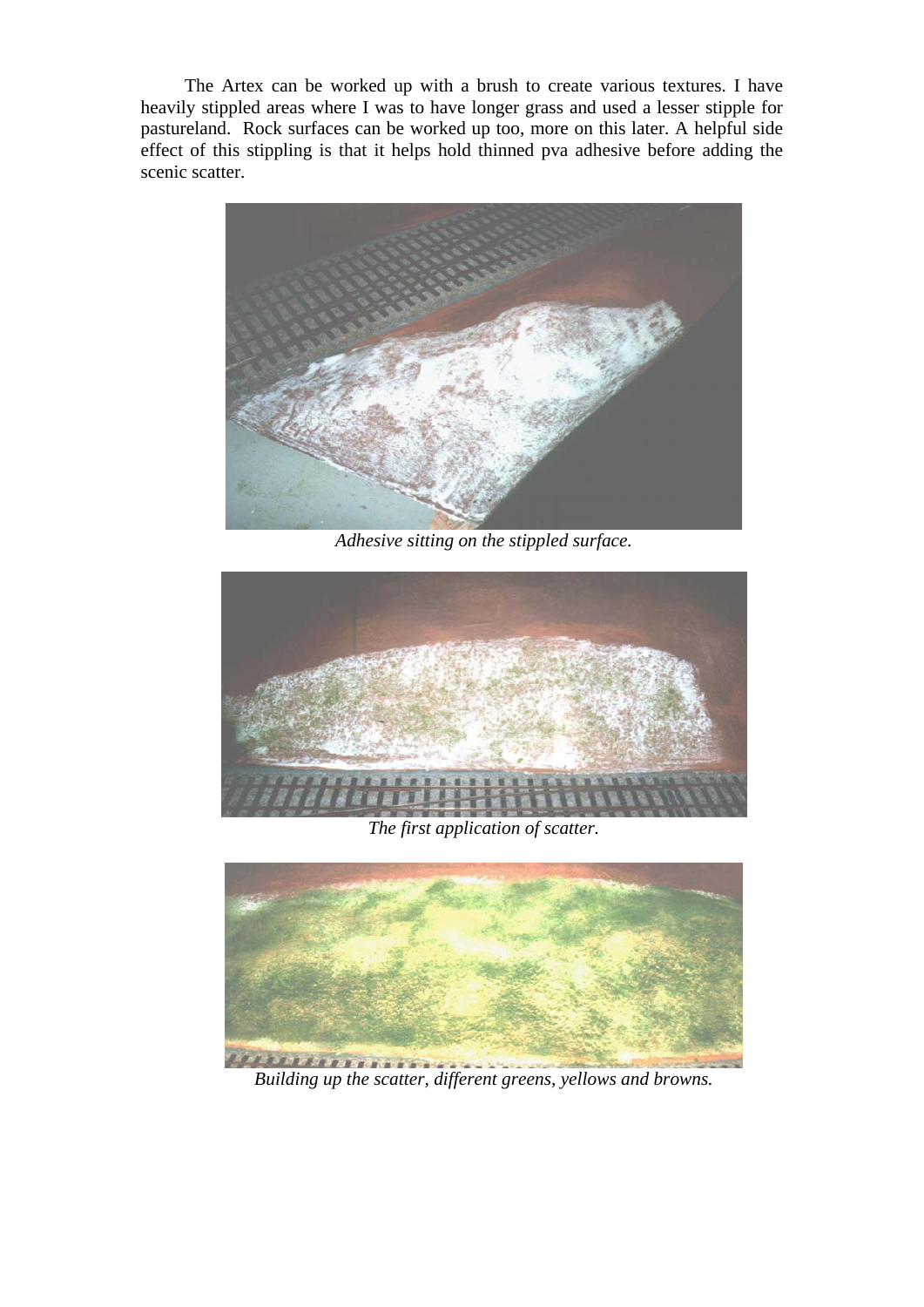The Artex can be worked up with a brush to create various textures. I have heavily stippled areas where I was to have longer grass and used a lesser stipple for pastureland. Rock surfaces can be worked up too, more on this later. A helpful side effect of this stippling is that it helps hold thinned pva adhesive before adding the scenic scatter.

*Adhesive sitting on the stippled surface.*

*The first application of scatter.*

*Building up the scatter, different greens, yellows and browns.*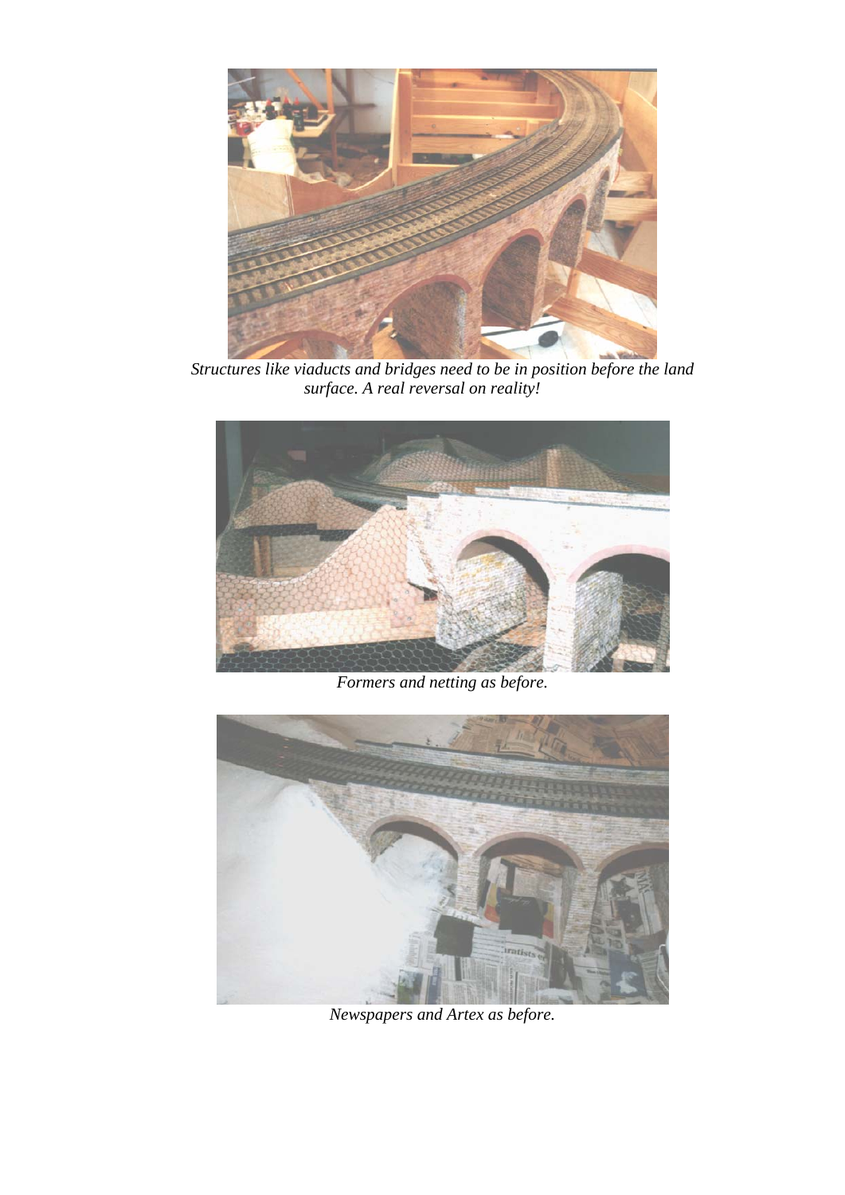*Structures like viaducts and bridges need to be in position before the land surface. A real reversal on reality!*

*Formers and netting as before.*

*Newspapers and Artex as before.*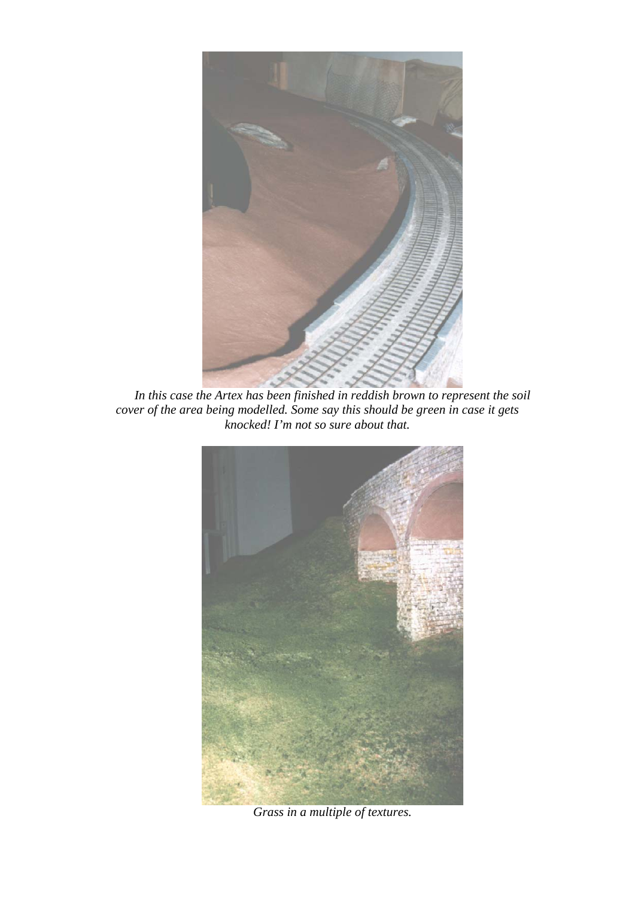*In this case the Artex has been finished in reddish brown to represent the soil cover of the area being modelled. Some say this should be green in case it gets knocked! I'm not so sure about that.*

*Grass in a multiple of textures.*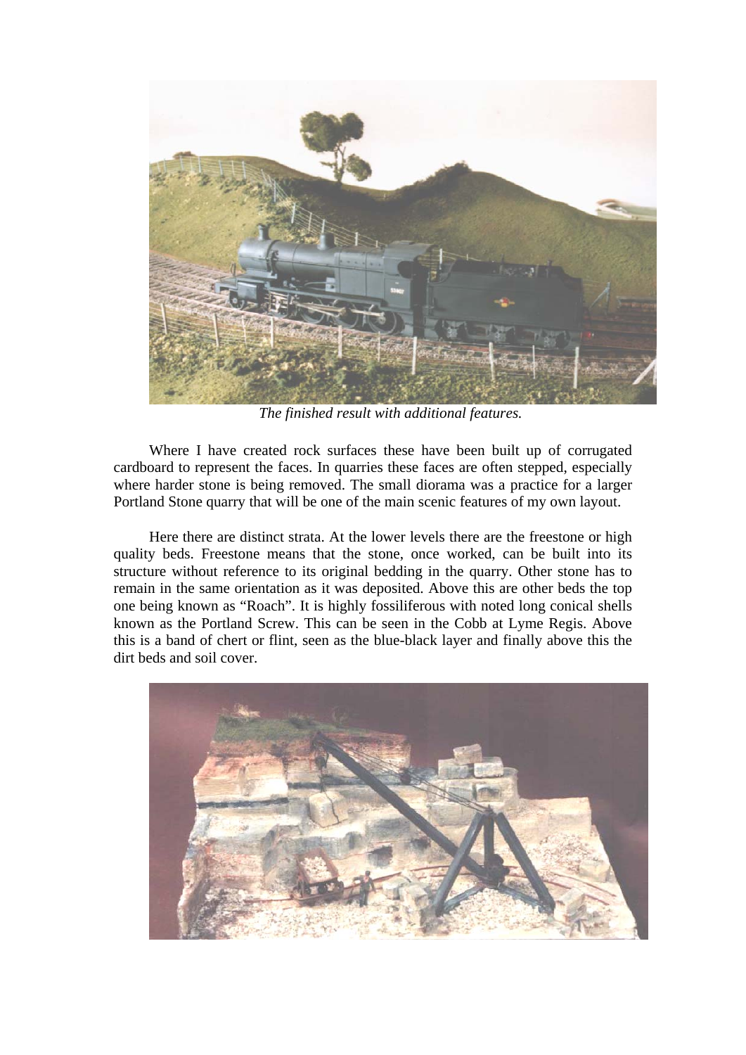*The finished result with additional features.*

Where I have created rock surfaces these have been built up of corrugated cardboard to represent the faces. In quarries these faces are often stepped, especially where harder stone is being removed. The small diorama was a practice for a larger Portland Stone quarry that will be one of the main scenic features of my own layout.

Here there are distinct strata. At the lower levels there are the freestone or high quality beds. Freestone means that the stone, once worked, can be built into its structure without reference to its original bedding in the quarry. Other stone has to remain in the same orientation as it was deposited. Above this are other beds the top one being known as "Roach". It is highly fossiliferous with noted long conical shells known as the Portland Screw. This can be seen in the Cobb at Lyme Regis. Above this is a band of chert or flint, seen as the blue-black layer and finally above this the dirt beds and soil cover.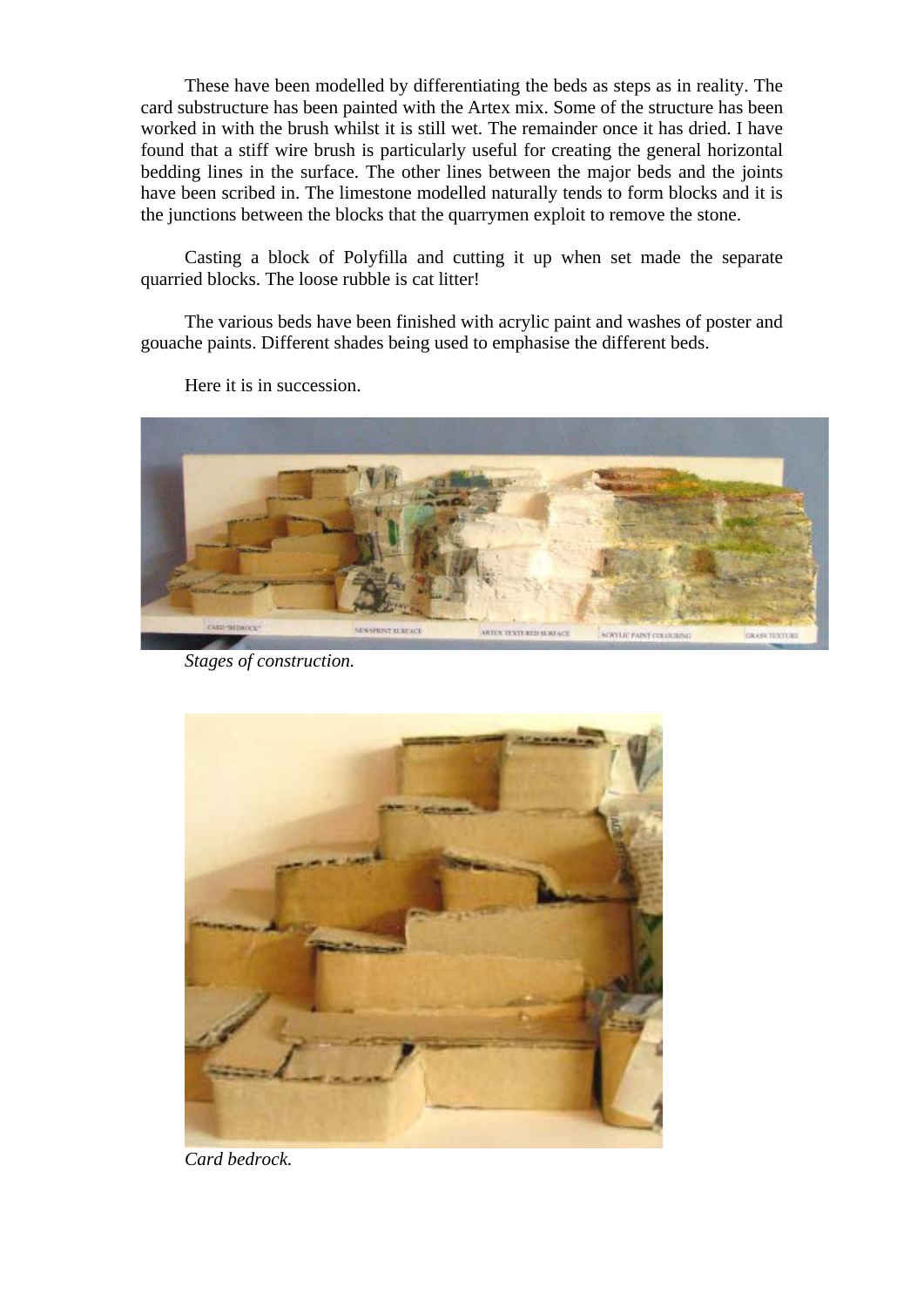These have been modelled by differentiating the beds as steps as in reality. The card substructure has been painted with the Artex mix. Some of the structure has been worked in with the brush whilst it is still wet. The remainder once it has dried. I have found that a stiff wire brush is particularly useful for creating the general horizontal bedding lines in the surface. The other lines between the major beds and the joints have been scribed in. The limestone modelled naturally tends to form blocks and it is the junctions between the blocks that the quarrymen exploit to remove the stone.

Casting a block of Polyfilla and cutting it up when set made the separate quarried blocks. The loose rubble is cat litter!

The various beds have been finished with acrylic paint and washes of poster and gouache paints. Different shades being used to emphasise the different beds.

Here it is in succession.

*Stages of construction.*

*Card bedrock.*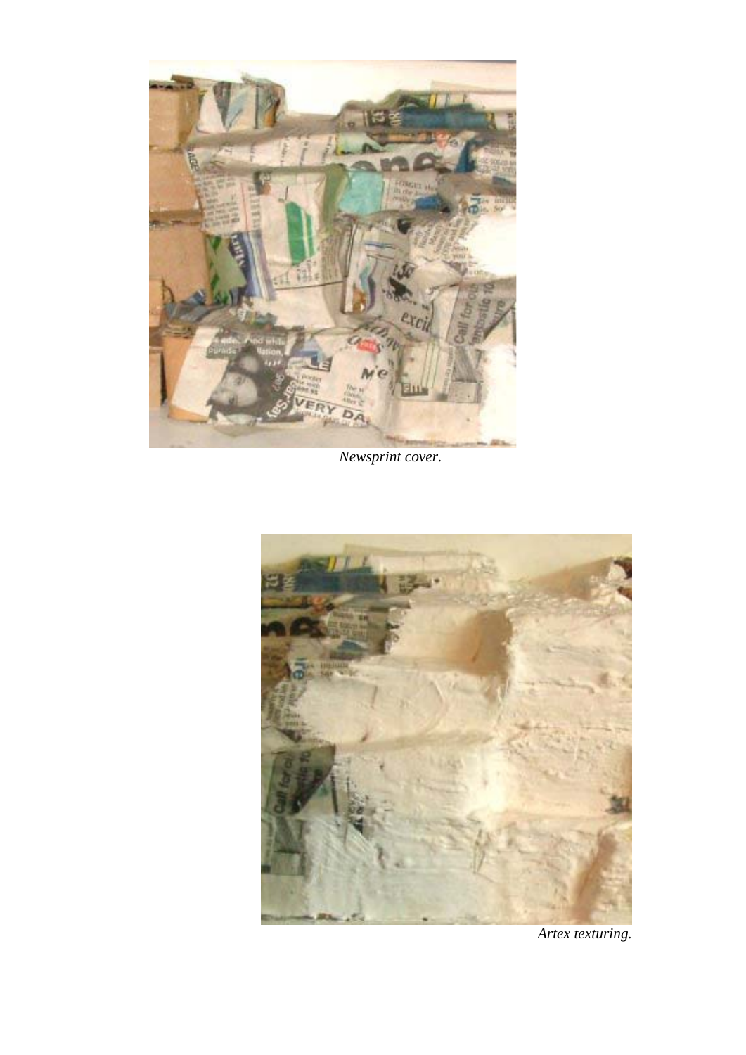*Newsprint cover.*

*Artex texturing.*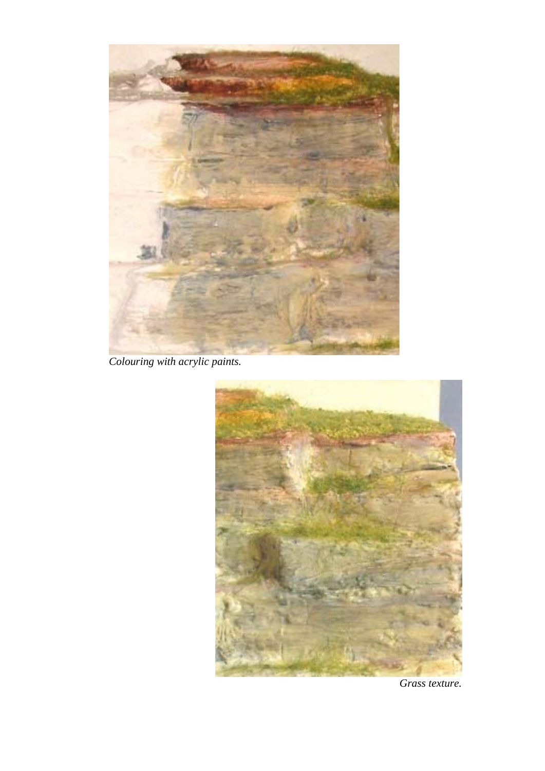*Colouring with acrylic paints.*

*Grass texture.*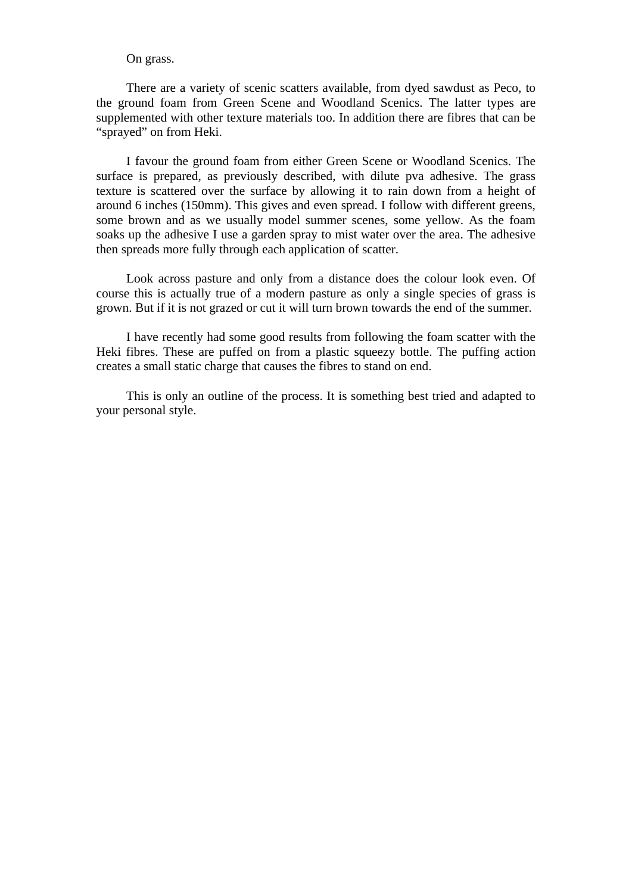On grass.

There are a variety of scenic scatters available, from dyed sawdust as Peco, to the ground foam from Green Scene and Woodland Scenics. The latter types are supplemented with other texture materials too. In addition there are fibres that can be "sprayed" on from Heki.

I favour the ground foam from either Green Scene or Woodland Scenics. The surface is prepared, as previously described, with dilute pva adhesive. The grass texture is scattered over the surface by allowing it to rain down from a height of around 6 inches (150mm). This gives and even spread. I follow with different greens, some brown and as we usually model summer scenes, some yellow. As the foam soaks up the adhesive I use a garden spray to mist water over the area. The adhesive then spreads more fully through each application of scatter.

Look across pasture and only from a distance does the colour look even. Of course this is actually true of a modern pasture as only a single species of grass is grown. But if it is not grazed or cut it will turn brown towards the end of the summer.

I have recently had some good results from following the foam scatter with the Heki fibres. These are puffed on from a plastic squeezy bottle. The puffing action creates a small static charge that causes the fibres to stand on end.

This is only an outline of the process. It is something best tried and adapted to your personal style.